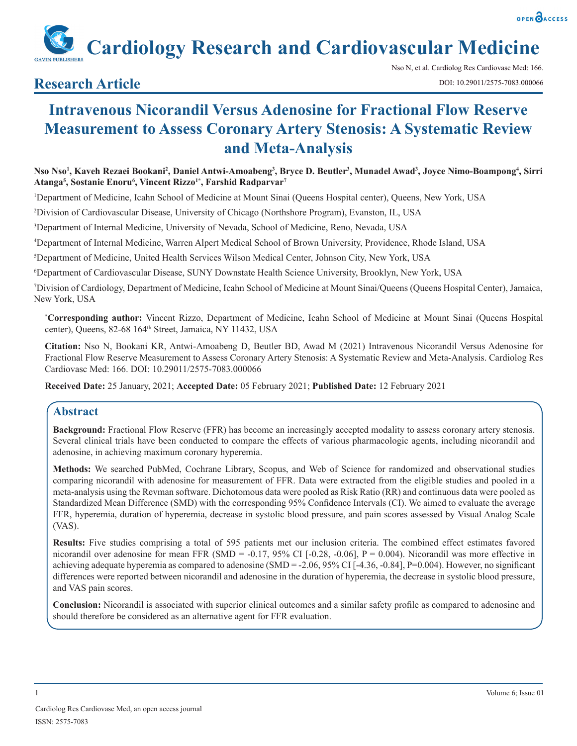# Research Article

# Intravenous Nicorandil Versus Adenosine for Fractional Flow Reserve Measurement to Assess Coronary Artery Stenosis: A Systematic Review and Meta-Analysis

**Nso Nso[1], Kaveh Rezaei Bookani[2], Daniel Antwi-Amoabeng[3], Bryce D. Beutler[3], Munadel Awad[3], Joyce Nimo-Boampong[4], Sirri Atanga[5], Sostanie Enoru[6], Vincent Rizzo[1*], Farshid Radparvar[7]**

[1]Department of Medicine, Icahn School of Medicine at Mount Sinai (Queens Hospital center), Queens, New York, USA

[2]Division of Cardiovascular Disease, University of Chicago (Northshore Program), Evanston, IL, USA

[3]Department of Internal Medicine, University of Nevada, School of Medicine, Reno, Nevada, USA

[4]Department of Internal Medicine, Warren Alpert Medical School of Brown University, Providence, Rhode Island, USA

[5]Department of Medicine, United Health Services Wilson Medical Center, Johnson City, New York, USA

[6]Department of Cardiovascular Disease, SUNY Downstate Health Science University, Brooklyn, New York, USA

[7]Division of Cardiology, Department of Medicine, Icahn School of Medicine at Mount Sinai/Queens (Queens Hospital Center), Jamaica, New York, USA

**[*]Corresponding author:** Vincent Rizzo, Department of Medicine, Icahn School of Medicine at Mount Sinai (Queens Hospital center), Queens, 82-68 164th Street, Jamaica, NY 11432, USA

**Citation:** Nso N, Bookani KR, Antwi-Amoabeng D, Beutler BD, Awad M (2021) Intravenous Nicorandil Versus Adenosine for Fractional Flow Reserve Measurement to Assess Coronary Artery Stenosis: A Systematic Review and Meta-Analysis. Cardiolog Res Cardiovasc Med: 166. DOI: 10.29011/2575-7083.000066

**Received Date:** 25 January, 2021; **Accepted Date:** 05 February 2021; **Published Date:** 12 February 2021

## Abstract

**Background:** Fractional Flow Reserve (FFR) has become an increasingly accepted modality to assess coronary artery stenosis. Several clinical trials have been conducted to compare the effects of various pharmacologic agents, including nicorandil and adenosine, in achieving maximum coronary hyperemia.

**Methods:** We searched PubMed, Cochrane Library, Scopus, and Web of Science for randomized and observational studies comparing nicorandil with adenosine for measurement of FFR. Data were extracted from the eligible studies and pooled in a meta-analysis using the Revman software. Dichotomous data were pooled as Risk Ratio (RR) and continuous data were pooled as Standardized Mean Difference (SMD) with the corresponding 95% Confidence Intervals (CI). We aimed to evaluate the average FFR, hyperemia, duration of hyperemia, decrease in systolic blood pressure, and pain scores assessed by Visual Analog Scale (VAS).

**Results:** Five studies comprising a total of 595 patients met our inclusion criteria. The combined effect estimates favored nicorandil over adenosine for mean FFR (SMD = -0.17, 95% CI [-0.28, -0.06], P = 0.004). Nicorandil was more effective in achieving adequate hyperemia as compared to adenosine (SMD = -2.06, 95% CI [-4.36, -0.84], P=0.004). However, no significant differences were reported between nicorandil and adenosine in the duration of hyperemia, the decrease in systolic blood pressure, and VAS pain scores.

**Conclusion:** Nicorandil is associated with superior clinical outcomes and a similar safety profile as compared to adenosine and should therefore be considered as an alternative agent for FFR evaluation.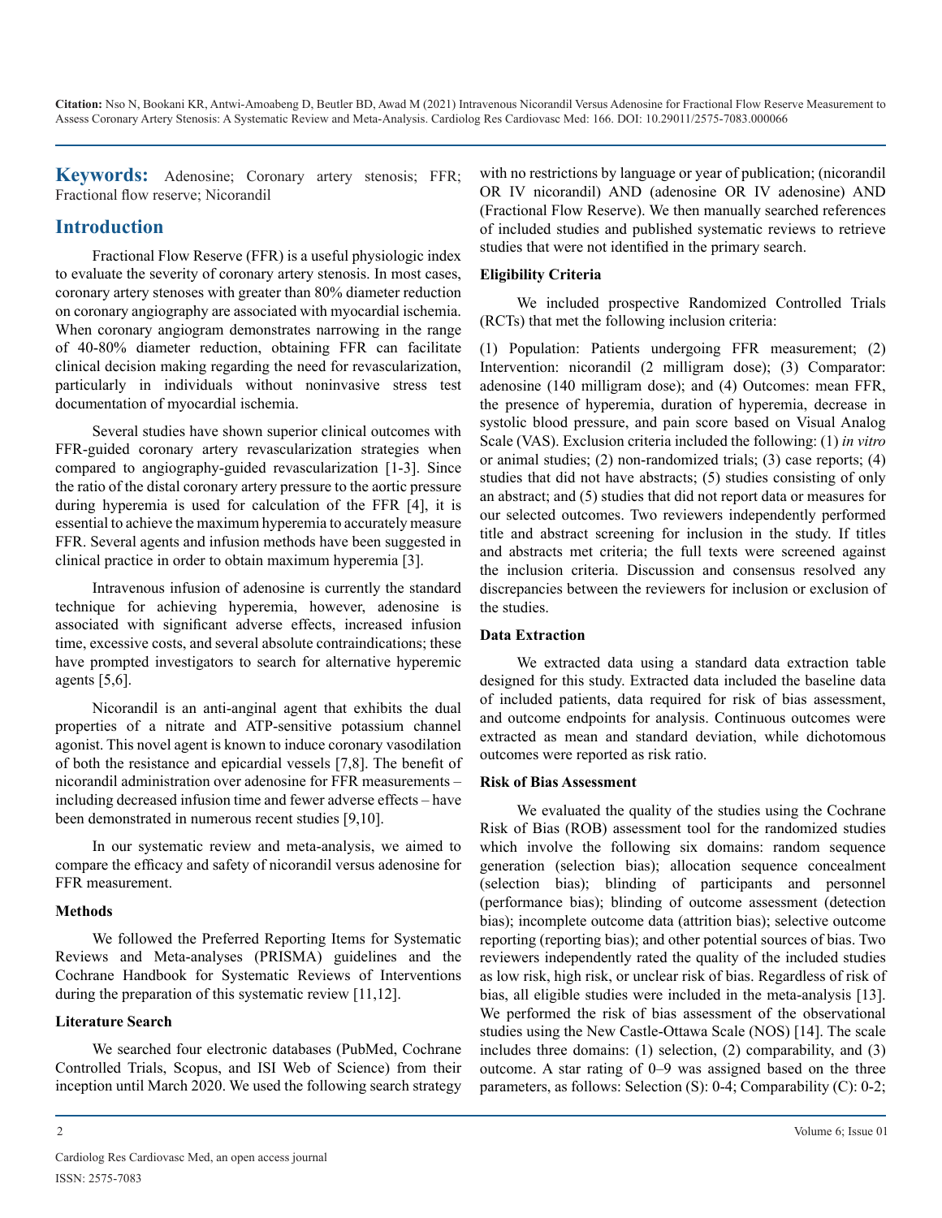**Keywords:** Adenosine; Coronary artery stenosis; FFR; Fractional flow reserve; Nicorandil

## Introduction

Fractional Flow Reserve (FFR) is a useful physiologic index to evaluate the severity of coronary artery stenosis. In most cases, coronary artery stenoses with greater than 80% diameter reduction on coronary angiography are associated with myocardial ischemia. When coronary angiogram demonstrates narrowing in the range of 40-80% diameter reduction, obtaining FFR can facilitate clinical decision making regarding the need for revascularization, particularly in individuals without noninvasive stress test documentation of myocardial ischemia.

Several studies have shown superior clinical outcomes with FFR-guided coronary artery revascularization strategies when compared to angiography-guided revascularization [1-3]. Since the ratio of the distal coronary artery pressure to the aortic pressure during hyperemia is used for calculation of the FFR [4], it is essential to achieve the maximum hyperemia to accurately measure FFR. Several agents and infusion methods have been suggested in clinical practice in order to obtain maximum hyperemia [3].

Intravenous infusion of adenosine is currently the standard technique for achieving hyperemia, however, adenosine is associated with significant adverse effects, increased infusion time, excessive costs, and several absolute contraindications; these have prompted investigators to search for alternative hyperemic agents [5,6].

Nicorandil is an anti-anginal agent that exhibits the dual properties of a nitrate and ATP-sensitive potassium channel agonist. This novel agent is known to induce coronary vasodilation of both the resistance and epicardial vessels [7,8]. The benefit of nicorandil administration over adenosine for FFR measurements – including decreased infusion time and fewer adverse effects – have been demonstrated in numerous recent studies [9,10].

In our systematic review and meta-analysis, we aimed to compare the efficacy and safety of nicorandil versus adenosine for FFR measurement.

### Methods

We followed the Preferred Reporting Items for Systematic Reviews and Meta-analyses (PRISMA) guidelines and the Cochrane Handbook for Systematic Reviews of Interventions during the preparation of this systematic review [11,12].

### Literature Search

We searched four electronic databases (PubMed, Cochrane Controlled Trials, Scopus, and ISI Web of Science) from their inception until March 2020. We used the following search strategy with no restrictions by language or year of publication; (nicorandil OR IV nicorandil) AND (adenosine OR IV adenosine) AND (Fractional Flow Reserve). We then manually searched references of included studies and published systematic reviews to retrieve studies that were not identified in the primary search.

### Eligibility Criteria

We included prospective Randomized Controlled Trials (RCTs) that met the following inclusion criteria:

(1) Population: Patients undergoing FFR measurement; (2) Intervention: nicorandil (2 milligram dose); (3) Comparator: adenosine (140 milligram dose); and (4) Outcomes: mean FFR, the presence of hyperemia, duration of hyperemia, decrease in systolic blood pressure, and pain score based on Visual Analog Scale (VAS). Exclusion criteria included the following: (1) *in vitro* or animal studies; (2) non-randomized trials; (3) case reports; (4) studies that did not have abstracts; (5) studies consisting of only an abstract; and (5) studies that did not report data or measures for our selected outcomes. Two reviewers independently performed title and abstract screening for inclusion in the study. If titles and abstracts met criteria; the full texts were screened against the inclusion criteria. Discussion and consensus resolved any discrepancies between the reviewers for inclusion or exclusion of the studies.

### Data Extraction

We extracted data using a standard data extraction table designed for this study. Extracted data included the baseline data of included patients, data required for risk of bias assessment, and outcome endpoints for analysis. Continuous outcomes were extracted as mean and standard deviation, while dichotomous outcomes were reported as risk ratio.

### Risk of Bias Assessment

We evaluated the quality of the studies using the Cochrane Risk of Bias (ROB) assessment tool for the randomized studies which involve the following six domains: random sequence generation (selection bias); allocation sequence concealment (selection bias); blinding of participants and personnel (performance bias); blinding of outcome assessment (detection bias); incomplete outcome data (attrition bias); selective outcome reporting (reporting bias); and other potential sources of bias. Two reviewers independently rated the quality of the included studies as low risk, high risk, or unclear risk of bias. Regardless of risk of bias, all eligible studies were included in the meta-analysis [13]. We performed the risk of bias assessment of the observational studies using the New Castle-Ottawa Scale (NOS) [14]. The scale includes three domains: (1) selection, (2) comparability, and (3) outcome. A star rating of 0–9 was assigned based on the three parameters, as follows: Selection (S): 0-4; Comparability (C): 0-2;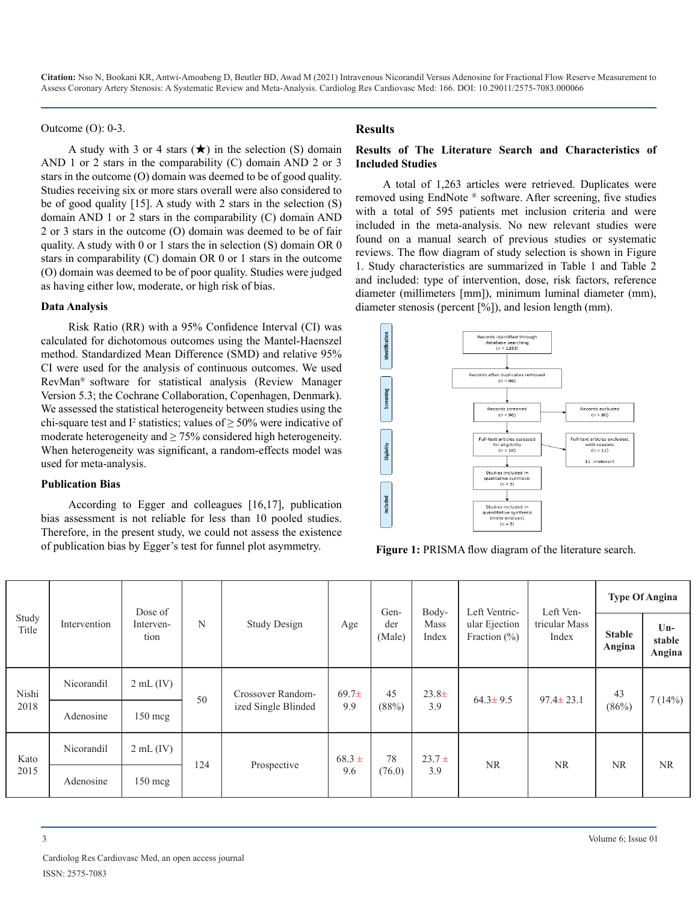Outcome (O): 0-3.

A study with 3 or 4 stars (★) in the selection (S) domain AND 1 or 2 stars in the comparability (C) domain AND 2 or 3 stars in the outcome (O) domain was deemed to be of good quality. Studies receiving six or more stars overall were also considered to be of good quality [15]. A study with 2 stars in the selection (S) domain AND 1 or 2 stars in the comparability (C) domain AND 2 or 3 stars in the outcome (O) domain was deemed to be of fair quality. A study with 0 or 1 stars the in selection (S) domain OR 0 stars in comparability (C) domain OR 0 or 1 stars in the outcome (O) domain was deemed to be of poor quality. Studies were judged as having either low, moderate, or high risk of bias.

### Data Analysis

Risk Ratio (RR) with a 95% Confidence Interval (CI) was calculated for dichotomous outcomes using the Mantel-Haenszel method. Standardized Mean Difference (SMD) and relative 95% CI were used for the analysis of continuous outcomes. We used RevMan® software for statistical analysis (Review Manager Version 5.3; the Cochrane Collaboration, Copenhagen, Denmark). We assessed the statistical heterogeneity between studies using the chi-square test and $I^2$ statistics; values of ≥ 50% were indicative of moderate heterogeneity and ≥ 75% considered high heterogeneity. When heterogeneity was significant, a random-effects model was used for meta-analysis.

### Publication Bias

According to Egger and colleagues [16,17], publication bias assessment is not reliable for less than 10 pooled studies. Therefore, in the present study, we could not assess the existence of publication bias by Egger's test for funnel plot asymmetry.

## Results

### Results of The Literature Search and Characteristics of Included Studies

A total of 1,263 articles were retrieved. Duplicates were removed using EndNote ® software. After screening, five studies with a total of 595 patients met inclusion criteria and were included in the meta-analysis. No new relevant studies were found on a manual search of previous studies or systematic reviews. The flow diagram of study selection is shown in Figure 1. Study characteristics are summarized in Table 1 and Table 2 and included: type of intervention, dose, risk factors, reference diameter (millimeters [mm]), minimum luminal diameter (mm), diameter stenosis (percent [%]), and lesion length (mm).

Identification: Records identified through database searching (n = 1263) → Records after duplicates removed (n = 96)

Screening: Records screened (n = 96) → Records excluded (n = 80)

Eligibility: Full-text articles assessed for eligibility (n = 16) → Full-text articles excluded, with reasons (n = 11); 11 irrelevant

Included: Studies included in qualitative synthesis (n = 5) → Studies included in quantitative synthesis (meta-analysis) (n = 5)

**Figure 1:** PRISMA flow diagram of the literature search.

| Study Title | Intervention | Dose of Intervention | N | Study Design | Age | Gender (Male) | Body-Mass Index | Left Ventricular Ejection Fraction (%) | Left Ventricular Mass Index | Type Of Angina | |
|---|---|---|---|---|---|---|---|---|---|---|---|
| | | | | | | | | | | **Stable Angina** | **Unstable Angina** |
| Nishi 2018 | Nicorandil | 2 mL (IV) | 50 | Crossover Randomized Single Blinded | 69.7± 9.9 | 45 (88%) | 23.8± 3.9 | 64.3± 9.5 | 97.4± 23.1 | 43 (86%) | 7 (14%) |
| | Adenosine | 150 mcg | | | | | | | | | |
| Kato 2015 | Nicorandil | 2 mL (IV) | 124 | Prospective | 68.3 ± 9.6 | 78 (76.0) | 23.7 ± 3.9 | NR | NR | NR | NR |
| | Adenosine | 150 mcg | | | | | | | | | |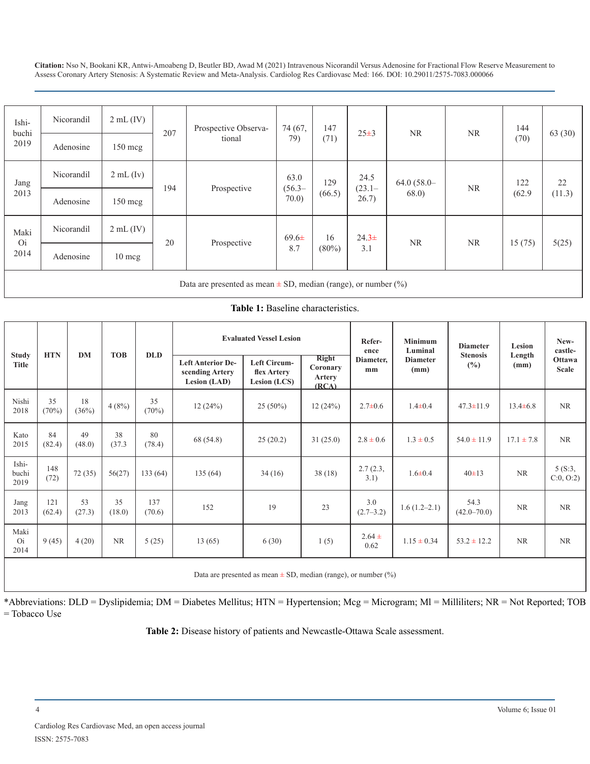| Ishibuchi 2019 | Nicorandil | 2 mL (IV) | 207 | Prospective Observational | 74 (67, 79) | 147 (71) | 25±3 | NR | NR | 144 (70) | 63 (30) |
|---|---|---|---|---|---|---|---|---|---|---|---|
| | Adenosine | 150 mcg | | | | | | | | | |
| Jang 2013 | Nicorandil | 2 mL (Iv) | 194 | Prospective | 63.0 (56.3–70.0) | 129 (66.5) | 24.5 (23.1–26.7) | 64.0 (58.0–68.0) | NR | 122 (62.9 | 22 (11.3) |
| | Adenosine | 150 mcg | | | | | | | | | |
| Maki Oi 2014 | Nicorandil | 2 mL (IV) | 20 | Prospective | 69.6± 8.7 | 16 (80%) | 24.3± 3.1 | NR | NR | 15 (75) | 5(25) |
| | Adenosine | 10 mcg | | | | | | | | | |
| Data are presented as mean ± SD, median (range), or number (%) | | | | | | | | | | | |

**Table 1:** Baseline characteristics.

| Study Title | HTN | DM | TOB | DLD | Evaluated Vessel Lesion | | | Reference Diameter, mm | Minimum Luminal Diameter (mm) | Diameter Stenosis (%) | Lesion Length (mm) | Newcastle-Ottawa Scale |
|---|---|---|---|---|---|---|---|---|---|---|---|---|
| | | | | | Left Anterior Descending Artery Lesion (LAD) | Left Circumflex Artery Lesion (LCS) | Right Coronary Artery (RCA) | | | | | |
| Nishi 2018 | 35 (70%) | 18 (36%) | 4 (8%) | 35 (70%) | 12 (24%) | 25 (50%) | 12 (24%) | 2.7±0.6 | 1.4±0.4 | 47.3±11.9 | 13.4±6.8 | NR |
| Kato 2015 | 84 (82.4) | 49 (48.0) | 38 (37.3 | 80 (78.4) | 68 (54.8) | 25 (20.2) | 31 (25.0) | 2.8 ± 0.6 | 1.3 ± 0.5 | 54.0 ± 11.9 | 17.1 ± 7.8 | NR |
| Ishibuchi 2019 | 148 (72) | 72 (35) | 56(27) | 133 (64) | 135 (64) | 34 (16) | 38 (18) | 2.7 (2.3, 3.1) | 1.6±0.4 | 40±13 | NR | 5 (S:3, C:0, O:2) |
| Jang 2013 | 121 (62.4) | 53 (27.3) | 35 (18.0) | 137 (70.6) | 152 | 19 | 23 | 3.0 (2.7–3.2) | 1.6 (1.2–2.1) | 54.3 (42.0–70.0) | NR | NR |
| Maki Oi 2014 | 9 (45) | 4 (20) | NR | 5 (25) | 13 (65) | 6 (30) | 1 (5) | 2.64 ± 0.62 | 1.15 ± 0.34 | 53.2 ± 12.2 | NR | NR |
| Data are presented as mean ± SD, median (range), or number (%) | | | | | | | | | | | | |

*Abbreviations: DLD = Dyslipidemia; DM = Diabetes Mellitus; HTN = Hypertension; Mcg = Microgram; Ml = Milliliters; NR = Not Reported; TOB = Tobacco Use

**Table 2:** Disease history of patients and Newcastle-Ottawa Scale assessment.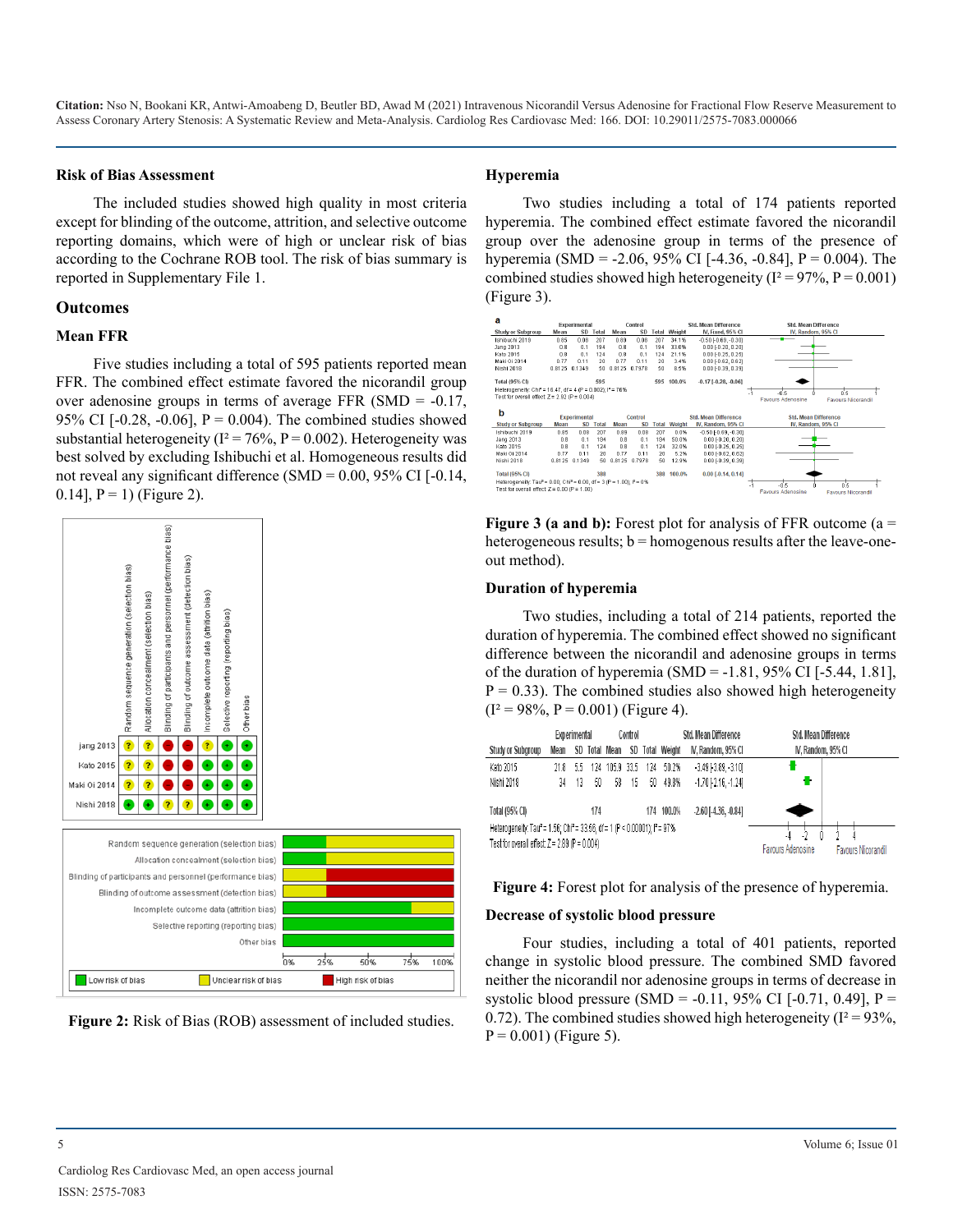### Risk of Bias Assessment

The included studies showed high quality in most criteria except for blinding of the outcome, attrition, and selective outcome reporting domains, which were of high or unclear risk of bias according to the Cochrane ROB tool. The risk of bias summary is reported in Supplementary File 1.

### Outcomes

### Mean FFR

Five studies including a total of 595 patients reported mean FFR. The combined effect estimate favored the nicorandil group over adenosine groups in terms of average FFR (SMD = -0.17, 95% CI [-0.28, -0.06], P = 0.004). The combined studies showed substantial heterogeneity ($I^2$ = 76%, P = 0.002). Heterogeneity was best solved by excluding Ishibuchi et al. Homogeneous results did not reveal any significant difference (SMD = 0.00, 95% CI [-0.14, 0.14], P = 1) (Figure 2).

**Figure 2:** Risk of Bias (ROB) assessment of included studies.

### Hyperemia

Two studies including a total of 174 patients reported hyperemia. The combined effect estimate favored the nicorandil group over the adenosine group in terms of the presence of hyperemia (SMD = -2.06, 95% CI [-4.36, -0.84], P = 0.004). The combined studies showed high heterogeneity ($I^2$ = 97%, P = 0.001) (Figure 3).

**Figure 3 (a and b):** Forest plot for analysis of FFR outcome (a = heterogeneous results; b = homogenous results after the leave-one-out method).

### Duration of hyperemia

Two studies, including a total of 214 patients, reported the duration of hyperemia. The combined effect showed no significant difference between the nicorandil and adenosine groups in terms of the duration of hyperemia (SMD = -1.81, 95% CI [-5.44, 1.81], P = 0.33). The combined studies also showed high heterogeneity ($I^2$ = 98%, P = 0.001) (Figure 4).

**Figure 4:** Forest plot for analysis of the presence of hyperemia.

### Decrease of systolic blood pressure

Four studies, including a total of 401 patients, reported change in systolic blood pressure. The combined SMD favored neither the nicorandil nor adenosine groups in terms of decrease in systolic blood pressure (SMD = -0.11, 95% CI [-0.71, 0.49], P = 0.72). The combined studies showed high heterogeneity ($I^2$ = 93%, P = 0.001) (Figure 5).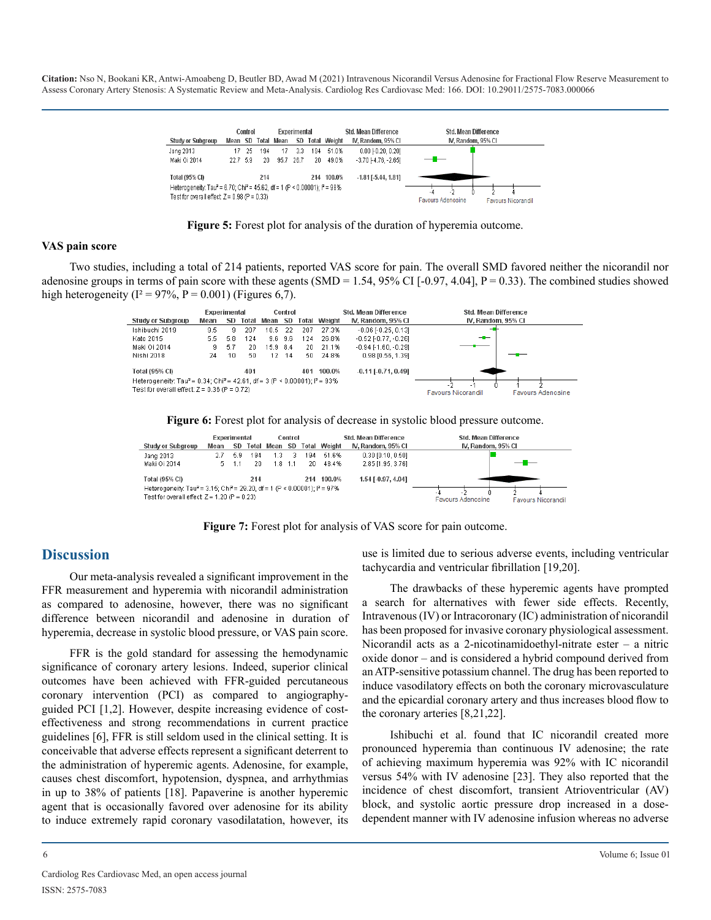| Study or Subgroup | Control Mean | Control SD | Control Total | Experimental Mean | Experimental SD | Experimental Total | Weight | Std. Mean Difference IV, Random, 95% CI |
|---|---|---|---|---|---|---|---|---|
| Jang 2013 | 17 | 25 | 194 | 17 | 33 | 194 | 51.0% | 0.00 [-0.20, 0.20] |
| Maki Oi 2014 | 22.7 | 5.9 | 20 | 95.7 | 26.7 | 20 | 49.0% | -3.70 [-4.76, -2.65] |
| Total (95% CI) | | | 214 | | | 214 | 100.0% | -1.81 [-5.44, 1.81] |

Heterogeneity: Tau² = 6.70; Chi² = 45.62, df = 1 (P < 0.00001); I² = 98%
Test for overall effect: Z = 0.98 (P = 0.33)

Favours Adenosine / Favours Nicorandil

**Figure 5:** Forest plot for analysis of the duration of hyperemia outcome.

### VAS pain score

Two studies, including a total of 214 patients, reported VAS score for pain. The overall SMD favored neither the nicorandil nor adenosine groups in terms of pain score with these agents (SMD = 1.54, 95% CI [-0.97, 4.04], P = 0.33). The combined studies showed high heterogeneity (I² = 97%, P = 0.001) (Figures 6,7).

| Study or Subgroup | Experimental Mean | Experimental SD | Experimental Total | Control Mean | Control SD | Control Total | Weight | Std. Mean Difference IV, Random, 95% CI |
|---|---|---|---|---|---|---|---|---|
| Ishibuchi 2019 | 9.5 | 9 | 207 | 10.5 | 22 | 207 | 27.3% | -0.06 [-0.25, 0.13] |
| Kato 2015 | 5.5 | 5.8 | 124 | 9.6 | 9.6 | 124 | 26.8% | -0.52 [-0.77, -0.26] |
| Maki Oi 2014 | 9 | 5.7 | 20 | 15.9 | 8.4 | 20 | 21.1% | -0.94 [-1.60, -0.29] |
| Nishi 2018 | 24 | 10 | 50 | 12 | 14 | 50 | 24.8% | 0.98 [0.56, 1.39] |
| Total (95% CI) | | | 401 | | | 401 | 100.0% | -0.11 [-0.71, 0.49] |

Heterogeneity: Tau² = 0.34; Chi² = 42.61, df = 3 (P < 0.00001); I² = 93%
Test for overall effect: Z = 0.36 (P = 0.72)

Favours Nicorandil / Favours Adenosine

**Figure 6:** Forest plot for analysis of decrease in systolic blood pressure outcome.

| Study or Subgroup | Experimental Mean | Experimental SD | Experimental Total | Control Mean | Control SD | Control Total | Weight | Std. Mean Difference IV, Random, 95% CI |
|---|---|---|---|---|---|---|---|---|
| Jang 2013 | 2.7 | 5.9 | 194 | 1.3 | 3 | 194 | 51.6% | 0.30 [0.10, 0.50] |
| Maki Oi 2014 | 5 | 1.1 | 20 | 1.8 | 1.1 | 20 | 48.4% | 2.85 [1.95, 3.76] |
| Total (95% CI) | | | 214 | | | 214 | 100.0% | 1.54 [-0.97, 4.04] |

Heterogeneity: Tau² = 3.16; Chi² = 29.20, df = 1 (P < 0.00001); I² = 97%
Test for overall effect: Z = 1.20 (P = 0.23)

Favours Adenosine / Favours Nicorandil

**Figure 7:** Forest plot for analysis of VAS score for pain outcome.

## Discussion

Our meta-analysis revealed a significant improvement in the FFR measurement and hyperemia with nicorandil administration as compared to adenosine, however, there was no significant difference between nicorandil and adenosine in duration of hyperemia, decrease in systolic blood pressure, or VAS pain score.

FFR is the gold standard for assessing the hemodynamic significance of coronary artery lesions. Indeed, superior clinical outcomes have been achieved with FFR-guided percutaneous coronary intervention (PCI) as compared to angiography-guided PCI [1,2]. However, despite increasing evidence of cost-effectiveness and strong recommendations in current practice guidelines [6], FFR is still seldom used in the clinical setting. It is conceivable that adverse effects represent a significant deterrent to the administration of hyperemic agents. Adenosine, for example, causes chest discomfort, hypotension, dyspnea, and arrhythmias in up to 38% of patients [18]. Papaverine is another hyperemic agent that is occasionally favored over adenosine for its ability to induce extremely rapid coronary vasodilatation, however, its use is limited due to serious adverse events, including ventricular tachycardia and ventricular fibrillation [19,20].

The drawbacks of these hyperemic agents have prompted a search for alternatives with fewer side effects. Recently, Intravenous (IV) or Intracoronary (IC) administration of nicorandil has been proposed for invasive coronary physiological assessment. Nicorandil acts as a 2-nicotinamidoethyl-nitrate ester – a nitric oxide donor – and is considered a hybrid compound derived from an ATP-sensitive potassium channel. The drug has been reported to induce vasodilatory effects on both the coronary microvasculature and the epicardial coronary artery and thus increases blood flow to the coronary arteries [8,21,22].

Ishibuchi et al. found that IC nicorandil created more pronounced hyperemia than continuous IV adenosine; the rate of achieving maximum hyperemia was 92% with IC nicorandil versus 54% with IV adenosine [23]. They also reported that the incidence of chest discomfort, transient Atrioventricular (AV) block, and systolic aortic pressure drop increased in a dose-dependent manner with IV adenosine infusion whereas no adverse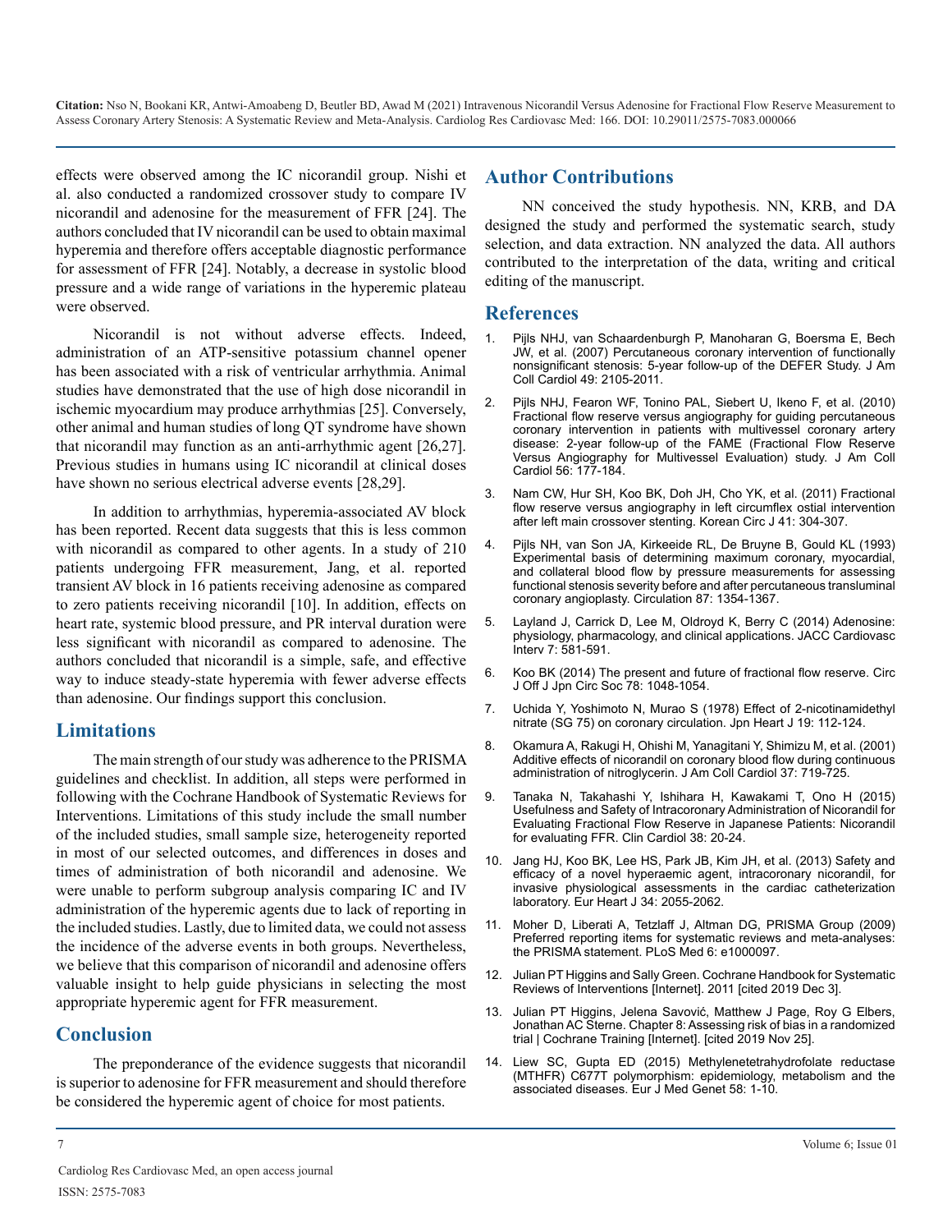effects were observed among the IC nicorandil group. Nishi et al. also conducted a randomized crossover study to compare IV nicorandil and adenosine for the measurement of FFR [24]. The authors concluded that IV nicorandil can be used to obtain maximal hyperemia and therefore offers acceptable diagnostic performance for assessment of FFR [24]. Notably, a decrease in systolic blood pressure and a wide range of variations in the hyperemic plateau were observed.

Nicorandil is not without adverse effects. Indeed, administration of an ATP-sensitive potassium channel opener has been associated with a risk of ventricular arrhythmia. Animal studies have demonstrated that the use of high dose nicorandil in ischemic myocardium may produce arrhythmias [25]. Conversely, other animal and human studies of long QT syndrome have shown that nicorandil may function as an anti-arrhythmic agent [26,27]. Previous studies in humans using IC nicorandil at clinical doses have shown no serious electrical adverse events [28,29].

In addition to arrhythmias, hyperemia-associated AV block has been reported. Recent data suggests that this is less common with nicorandil as compared to other agents. In a study of 210 patients undergoing FFR measurement, Jang, et al. reported transient AV block in 16 patients receiving adenosine as compared to zero patients receiving nicorandil [10]. In addition, effects on heart rate, systemic blood pressure, and PR interval duration were less significant with nicorandil as compared to adenosine. The authors concluded that nicorandil is a simple, safe, and effective way to induce steady-state hyperemia with fewer adverse effects than adenosine. Our findings support this conclusion.

## Limitations

The main strength of our study was adherence to the PRISMA guidelines and checklist. In addition, all steps were performed in following with the Cochrane Handbook of Systematic Reviews for Interventions. Limitations of this study include the small number of the included studies, small sample size, heterogeneity reported in most of our selected outcomes, and differences in doses and times of administration of both nicorandil and adenosine. We were unable to perform subgroup analysis comparing IC and IV administration of the hyperemic agents due to lack of reporting in the included studies. Lastly, due to limited data, we could not assess the incidence of the adverse events in both groups. Nevertheless, we believe that this comparison of nicorandil and adenosine offers valuable insight to help guide physicians in selecting the most appropriate hyperemic agent for FFR measurement.

## Conclusion

The preponderance of the evidence suggests that nicorandil is superior to adenosine for FFR measurement and should therefore be considered the hyperemic agent of choice for most patients.

## Author Contributions

NN conceived the study hypothesis. NN, KRB, and DA designed the study and performed the systematic search, study selection, and data extraction. NN analyzed the data. All authors contributed to the interpretation of the data, writing and critical editing of the manuscript.

## References

1. Pijls NHJ, van Schaardenburgh P, Manoharan G, Boersma E, Bech JW, et al. (2007) Percutaneous coronary intervention of functionally nonsignificant stenosis: 5-year follow-up of the DEFER Study. J Am Coll Cardiol 49: 2105-2011.
2. Pijls NHJ, Fearon WF, Tonino PAL, Siebert U, Ikeno F, et al. (2010) Fractional flow reserve versus angiography for guiding percutaneous coronary intervention in patients with multivessel coronary artery disease: 2-year follow-up of the FAME (Fractional Flow Reserve Versus Angiography for Multivessel Evaluation) study. J Am Coll Cardiol 56: 177-184.
3. Nam CW, Hur SH, Koo BK, Doh JH, Cho YK, et al. (2011) Fractional flow reserve versus angiography in left circumflex ostial intervention after left main crossover stenting. Korean Circ J 41: 304-307.
4. Pijls NH, van Son JA, Kirkeeide RL, De Bruyne B, Gould KL (1993) Experimental basis of determining maximum coronary, myocardial, and collateral blood flow by pressure measurements for assessing functional stenosis severity before and after percutaneous transluminal coronary angioplasty. Circulation 87: 1354-1367.
5. Layland J, Carrick D, Lee M, Oldroyd K, Berry C (2014) Adenosine: physiology, pharmacology, and clinical applications. JACC Cardiovasc Interv 7: 581-591.
6. Koo BK (2014) The present and future of fractional flow reserve. Circ J Off J Jpn Circ Soc 78: 1048-1054.
7. Uchida Y, Yoshimoto N, Murao S (1978) Effect of 2-nicotinamidethyl nitrate (SG 75) on coronary circulation. Jpn Heart J 19: 112-124.
8. Okamura A, Rakugi H, Ohishi M, Yanagitani Y, Shimizu M, et al. (2001) Additive effects of nicorandil on coronary blood flow during continuous administration of nitroglycerin. J Am Coll Cardiol 37: 719-725.
9. Tanaka N, Takahashi Y, Ishihara H, Kawakami T, Ono H (2015) Usefulness and Safety of Intracoronary Administration of Nicorandil for Evaluating Fractional Flow Reserve in Japanese Patients: Nicorandil for evaluating FFR. Clin Cardiol 38: 20-24.
10. Jang HJ, Koo BK, Lee HS, Park JB, Kim JH, et al. (2013) Safety and efficacy of a novel hyperaemic agent, intracoronary nicorandil, for invasive physiological assessments in the cardiac catheterization laboratory. Eur Heart J 34: 2055-2062.
11. Moher D, Liberati A, Tetzlaff J, Altman DG, PRISMA Group (2009) Preferred reporting items for systematic reviews and meta-analyses: the PRISMA statement. PLoS Med 6: e1000097.
12. Julian PT Higgins and Sally Green. Cochrane Handbook for Systematic Reviews of Interventions [Internet]. 2011 [cited 2019 Dec 3].
13. Julian PT Higgins, Jelena Savović, Matthew J Page, Roy G Elbers, Jonathan AC Sterne. Chapter 8: Assessing risk of bias in a randomized trial | Cochrane Training [Internet]. [cited 2019 Nov 25].
14. Liew SC, Gupta ED (2015) Methylenetetrahydrofolate reductase (MTHFR) C677T polymorphism: epidemiology, metabolism and the associated diseases. Eur J Med Genet 58: 1-10.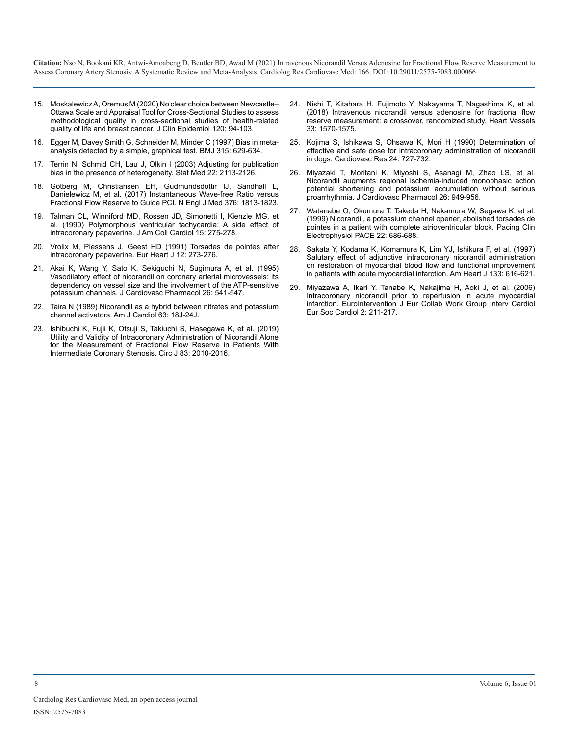15. Moskalewicz A, Oremus M (2020) No clear choice between Newcastle–Ottawa Scale and Appraisal Tool for Cross-Sectional Studies to assess methodological quality in cross-sectional studies of health-related quality of life and breast cancer. J Clin Epidemiol 120: 94-103.

16. Egger M, Davey Smith G, Schneider M, Minder C (1997) Bias in meta-analysis detected by a simple, graphical test. BMJ 315: 629-634.

17. Terrin N, Schmid CH, Lau J, Olkin I (2003) Adjusting for publication bias in the presence of heterogeneity. Stat Med 22: 2113-2126.

18. Götberg M, Christiansen EH, Gudmundsdottir IJ, Sandhall L, Danielewicz M, et al. (2017) Instantaneous Wave-free Ratio versus Fractional Flow Reserve to Guide PCI. N Engl J Med 376: 1813-1823.

19. Talman CL, Winniford MD, Rossen JD, Simonetti I, Kienzle MG, et al. (1990) Polymorphous ventricular tachycardia: A side effect of intracoronary papaverine. J Am Coll Cardiol 15: 275-278.

20. Vrolix M, Piessens J, Geest HD (1991) Torsades de pointes after intracoronary papaverine. Eur Heart J 12: 273-276.

21. Akai K, Wang Y, Sato K, Sekiguchi N, Sugimura A, et al. (1995) Vasodilatory effect of nicorandil on coronary arterial microvessels: its dependency on vessel size and the involvement of the ATP-sensitive potassium channels. J Cardiovasc Pharmacol 26: 541-547.

22. Taira N (1989) Nicorandil as a hybrid between nitrates and potassium channel activators. Am J Cardiol 63: 18J-24J.

23. Ishibuchi K, Fujii K, Otsuji S, Takiuchi S, Hasegawa K, et al. (2019) Utility and Validity of Intracoronary Administration of Nicorandil Alone for the Measurement of Fractional Flow Reserve in Patients With Intermediate Coronary Stenosis. Circ J 83: 2010-2016.

24. Nishi T, Kitahara H, Fujimoto Y, Nakayama T, Nagashima K, et al. (2018) Intravenous nicorandil versus adenosine for fractional flow reserve measurement: a crossover, randomized study. Heart Vessels 33: 1570-1575.

25. Kojima S, Ishikawa S, Ohsawa K, Mori H (1990) Determination of effective and safe dose for intracoronary administration of nicorandil in dogs. Cardiovasc Res 24: 727-732.

26. Miyazaki T, Moritani K, Miyoshi S, Asanagi M, Zhao LS, et al. Nicorandil augments regional ischemia-induced monophasic action potential shortening and potassium accumulation without serious proarrhythmia. J Cardiovasc Pharmacol 26: 949-956.

27. Watanabe O, Okumura T, Takeda H, Nakamura W, Segawa K, et al. (1999) Nicorandil, a potassium channel opener, abolished torsades de pointes in a patient with complete atrioventricular block. Pacing Clin Electrophysiol PACE 22: 686-688.

28. Sakata Y, Kodama K, Komamura K, Lim YJ, Ishikura F, et al. (1997) Salutary effect of adjunctive intracoronary nicorandil administration on restoration of myocardial blood flow and functional improvement in patients with acute myocardial infarction. Am Heart J 133: 616-621.

29. Miyazawa A, Ikari Y, Tanabe K, Nakajima H, Aoki J, et al. (2006) Intracoronary nicorandil prior to reperfusion in acute myocardial infarction. EuroIntervention J Eur Collab Work Group Interv Cardiol Eur Soc Cardiol 2: 211-217.